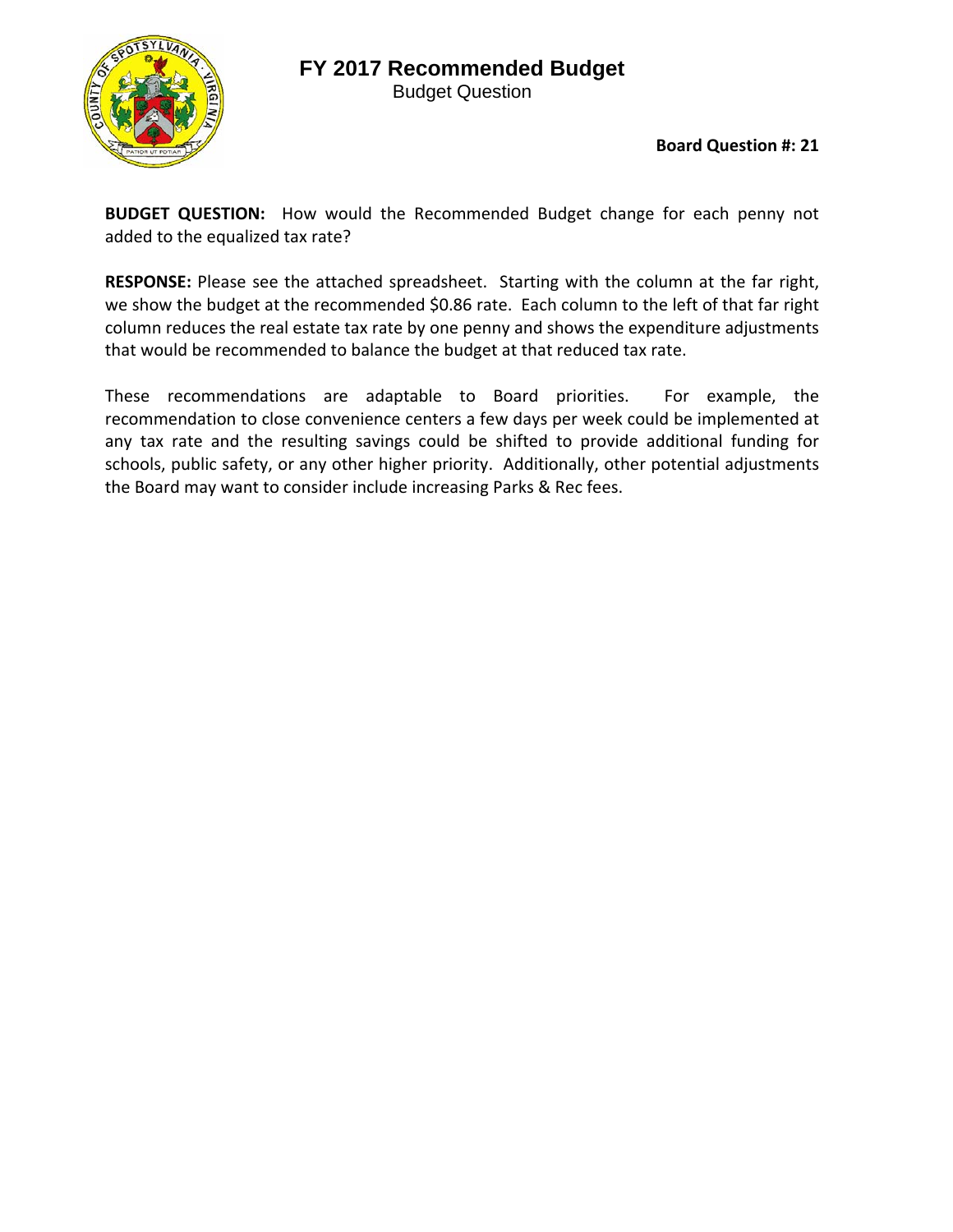# FY 2017 Recommended Budget

Budget Question

**Board Question #: 21**

**BUDGET QUESTION:** How would the Recommended Budget change for each penny not added to the equalized tax rate?

**RESPONSE:** Please see the attached spreadsheet. Starting with the column at the far right, we show the budget at the recommended $0.86 rate. Each column to the left of that far right column reduces the real estate tax rate by one penny and shows the expenditure adjustments that would be recommended to balance the budget at that reduced tax rate.

These recommendations are adaptable to Board priorities. For example, the recommendation to close convenience centers a few days per week could be implemented at any tax rate and the resulting savings could be shifted to provide additional funding for schools, public safety, or any other higher priority. Additionally, other potential adjustments the Board may want to consider include increasing Parks & Rec fees.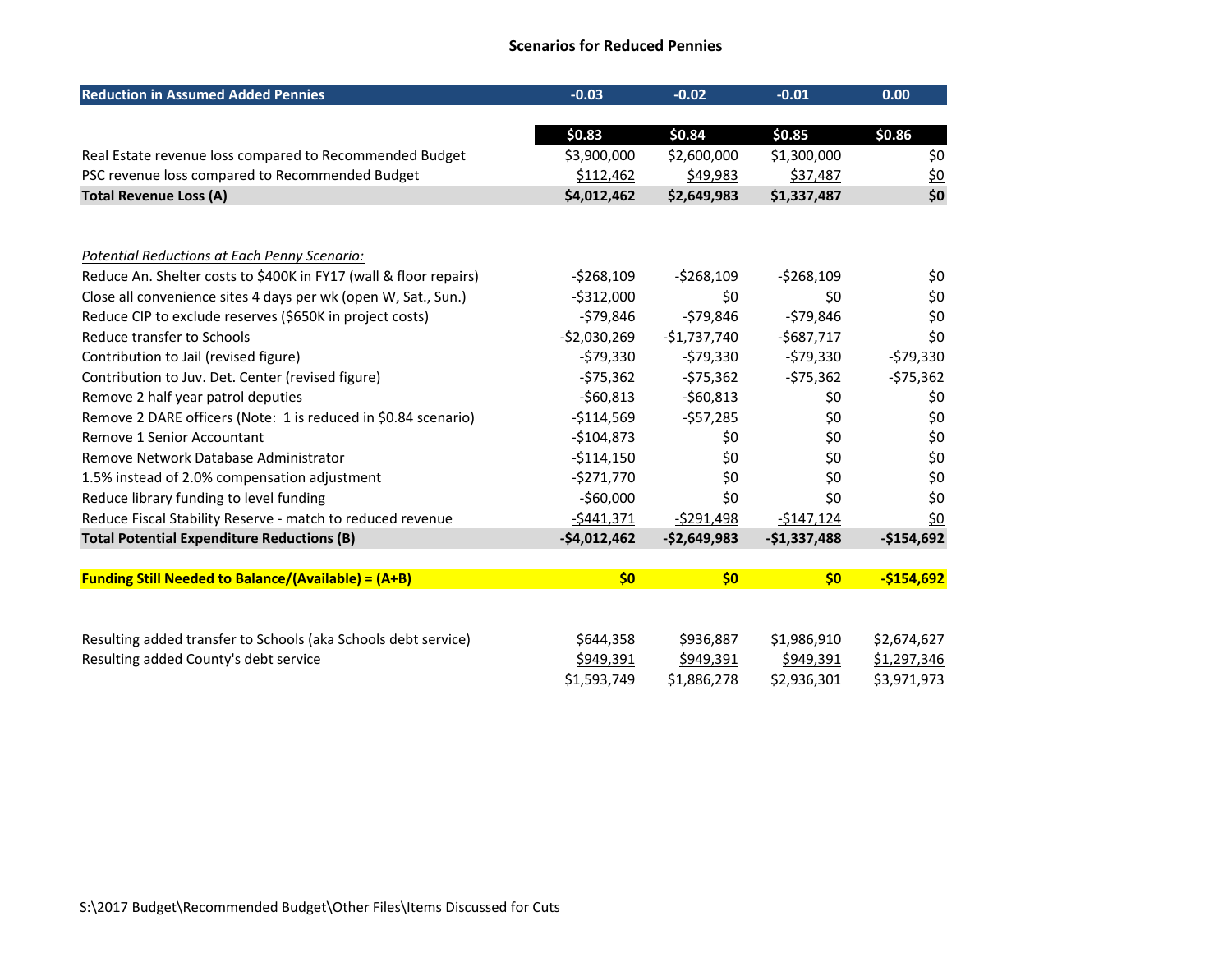## Scenarios for Reduced Pennies

| Reduction in Assumed Added Pennies | -0.03 | -0.02 | -0.01 | 0.00 |
|---|---|---|---|---|
| | **$0.83** | **$0.84** | **$0.85** | **$0.86** |
| Real Estate revenue loss compared to Recommended Budget | $3,900,000 | $2,600,000 | $1,300,000 | $0 |
| PSC revenue loss compared to Recommended Budget | $112,462 | $49,983 | $37,487 | $0 |
| **Total Revenue Loss (A)** | **$4,012,462** | **$2,649,983** | **$1,337,487** | **$0** |
| | | | | |
| *Potential Reductions at Each Penny Scenario:* | | | | |
| Reduce An. Shelter costs to $400K in FY17 (wall & floor repairs) | -$268,109 | -$268,109 | -$268,109 | $0 |
| Close all convenience sites 4 days per wk (open W, Sat., Sun.) | -$312,000 | $0 | $0 | $0 |
| Reduce CIP to exclude reserves ($650K in project costs) | -$79,846 | -$79,846 | -$79,846 | $0 |
| Reduce transfer to Schools | -$2,030,269 | -$1,737,740 | -$687,717 | $0 |
| Contribution to Jail (revised figure) | -$79,330 | -$79,330 | -$79,330 | -$79,330 |
| Contribution to Juv. Det. Center (revised figure) | -$75,362 | -$75,362 | -$75,362 | -$75,362 |
| Remove 2 half year patrol deputies | -$60,813 | -$60,813 | $0 | $0 |
| Remove 2 DARE officers (Note: 1 is reduced in $0.84 scenario) | -$114,569 | -$57,285 | $0 | $0 |
| Remove 1 Senior Accountant | -$104,873 | $0 | $0 | $0 |
| Remove Network Database Administrator | -$114,150 | $0 | $0 | $0 |
| 1.5% instead of 2.0% compensation adjustment | -$271,770 | $0 | $0 | $0 |
| Reduce library funding to level funding | -$60,000 | $0 | $0 | $0 |
| Reduce Fiscal Stability Reserve - match to reduced revenue | -$441,371 | -$291,498 | -$147,124 | $0 |
| **Total Potential Expenditure Reductions (B)** | **-$4,012,462** | **-$2,649,983** | **-$1,337,488** | **-$154,692** |
| | | | | |
| **Funding Still Needed to Balance/(Available) = (A+B)** | **$0** | **$0** | **$0** | **-$154,692** |
| | | | | |
| Resulting added transfer to Schools (aka Schools debt service) | $644,358 | $936,887 | $1,986,910 | $2,674,627 |
| Resulting added County's debt service | $949,391 | $949,391 | $949,391 | $1,297,346 |
| | $1,593,749 | $1,886,278 | $2,936,301 | $3,971,973 |

S:\2017 Budget\Recommended Budget\Other Files\Items Discussed for Cuts